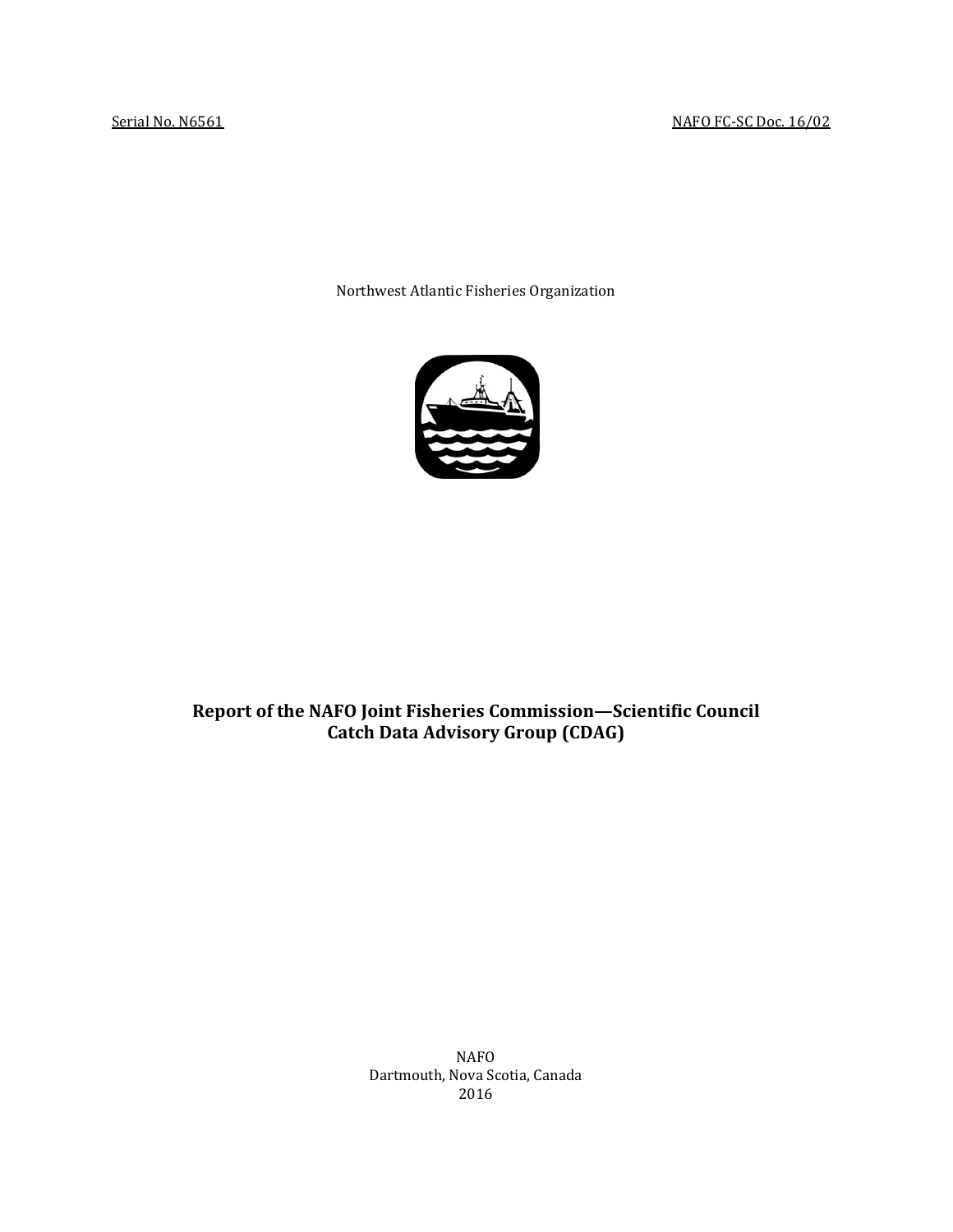Serial No. N6561 NAFO FC-SC Doc. 16/02

Northwest Atlantic Fisheries Organization

# Report of the NAFO Joint Fisheries Commission—Scientific Council Catch Data Advisory Group (CDAG)

NAFO
Dartmouth, Nova Scotia, Canada
2016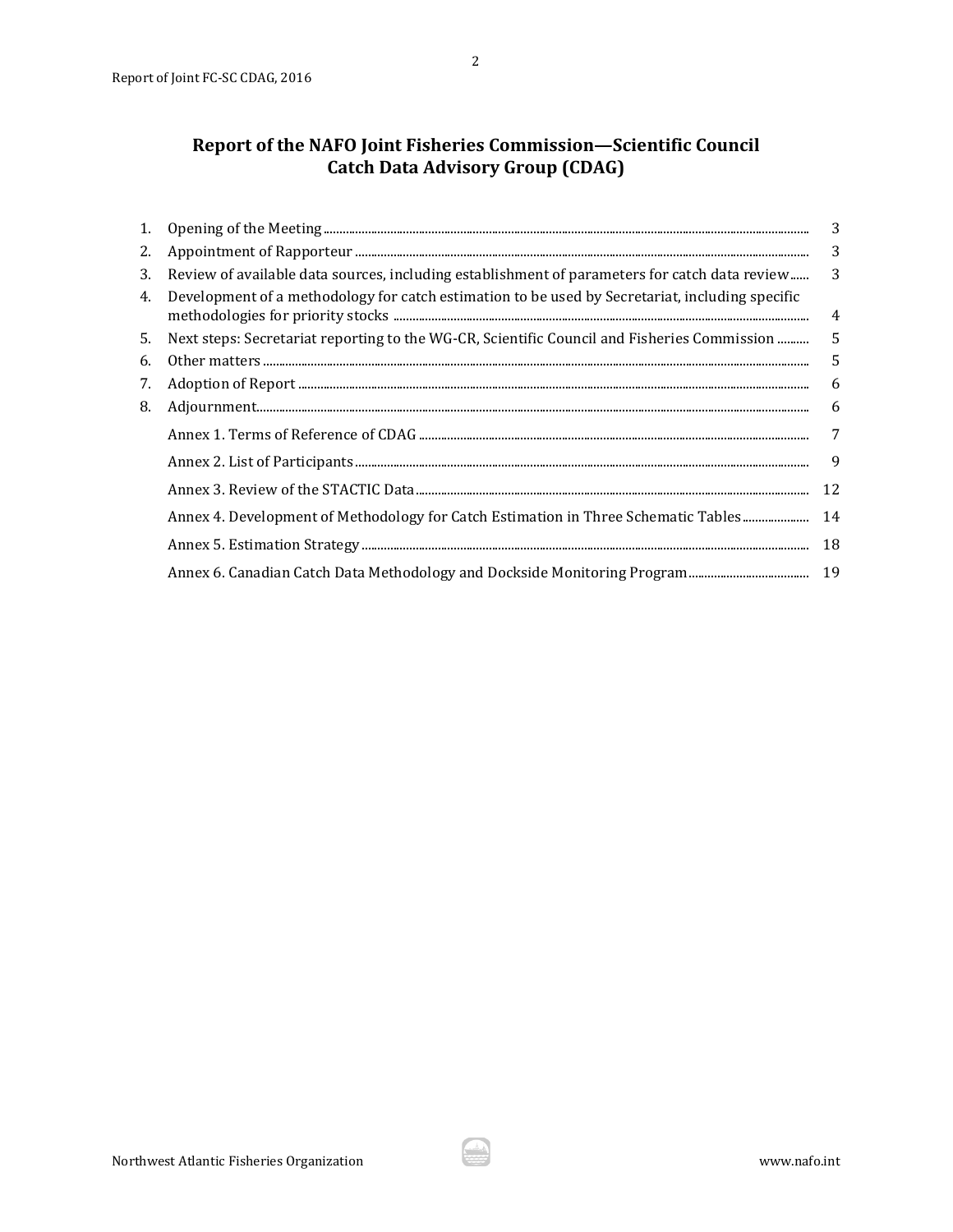# Report of the NAFO Joint Fisheries Commission—Scientific Council Catch Data Advisory Group (CDAG)

| | | |
|---|---|---|
| 1. | Opening of the Meeting | 3 |
| 2. | Appointment of Rapporteur | 3 |
| 3. | Review of available data sources, including establishment of parameters for catch data review | 3 |
| 4. | Development of a methodology for catch estimation to be used by Secretariat, including specific methodologies for priority stocks | 4 |
| 5. | Next steps: Secretariat reporting to the WG-CR, Scientific Council and Fisheries Commission | 5 |
| 6. | Other matters | 5 |
| 7. | Adoption of Report | 6 |
| 8. | Adjournment | 6 |
| | Annex 1. Terms of Reference of CDAG | 7 |
| | Annex 2. List of Participants | 9 |
| | Annex 3. Review of the STACTIC Data | 12 |
| | Annex 4. Development of Methodology for Catch Estimation in Three Schematic Tables | 14 |
| | Annex 5. Estimation Strategy | 18 |
| | Annex 6. Canadian Catch Data Methodology and Dockside Monitoring Program | 19 |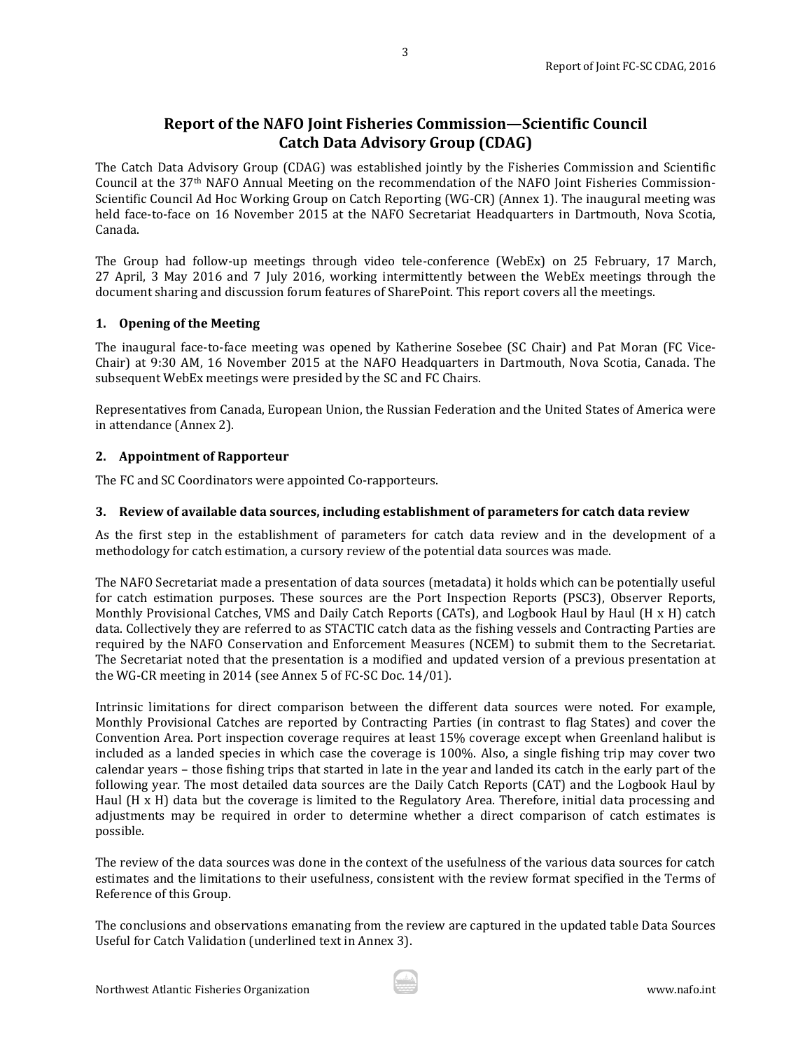# Report of the NAFO Joint Fisheries Commission—Scientific Council Catch Data Advisory Group (CDAG)

The Catch Data Advisory Group (CDAG) was established jointly by the Fisheries Commission and Scientific Council at the 37th NAFO Annual Meeting on the recommendation of the NAFO Joint Fisheries Commission-Scientific Council Ad Hoc Working Group on Catch Reporting (WG-CR) (Annex 1). The inaugural meeting was held face-to-face on 16 November 2015 at the NAFO Secretariat Headquarters in Dartmouth, Nova Scotia, Canada.

The Group had follow-up meetings through video tele-conference (WebEx) on 25 February, 17 March, 27 April, 3 May 2016 and 7 July 2016, working intermittently between the WebEx meetings through the document sharing and discussion forum features of SharePoint. This report covers all the meetings.

## 1. Opening of the Meeting

The inaugural face-to-face meeting was opened by Katherine Sosebee (SC Chair) and Pat Moran (FC Vice-Chair) at 9:30 AM, 16 November 2015 at the NAFO Headquarters in Dartmouth, Nova Scotia, Canada. The subsequent WebEx meetings were presided by the SC and FC Chairs.

Representatives from Canada, European Union, the Russian Federation and the United States of America were in attendance (Annex 2).

## 2. Appointment of Rapporteur

The FC and SC Coordinators were appointed Co-rapporteurs.

## 3. Review of available data sources, including establishment of parameters for catch data review

As the first step in the establishment of parameters for catch data review and in the development of a methodology for catch estimation, a cursory review of the potential data sources was made.

The NAFO Secretariat made a presentation of data sources (metadata) it holds which can be potentially useful for catch estimation purposes. These sources are the Port Inspection Reports (PSC3), Observer Reports, Monthly Provisional Catches, VMS and Daily Catch Reports (CATs), and Logbook Haul by Haul (H x H) catch data. Collectively they are referred to as STACTIC catch data as the fishing vessels and Contracting Parties are required by the NAFO Conservation and Enforcement Measures (NCEM) to submit them to the Secretariat. The Secretariat noted that the presentation is a modified and updated version of a previous presentation at the WG-CR meeting in 2014 (see Annex 5 of FC-SC Doc. 14/01).

Intrinsic limitations for direct comparison between the different data sources were noted. For example, Monthly Provisional Catches are reported by Contracting Parties (in contrast to flag States) and cover the Convention Area. Port inspection coverage requires at least 15% coverage except when Greenland halibut is included as a landed species in which case the coverage is 100%. Also, a single fishing trip may cover two calendar years – those fishing trips that started in late in the year and landed its catch in the early part of the following year. The most detailed data sources are the Daily Catch Reports (CAT) and the Logbook Haul by Haul (H x H) data but the coverage is limited to the Regulatory Area. Therefore, initial data processing and adjustments may be required in order to determine whether a direct comparison of catch estimates is possible.

The review of the data sources was done in the context of the usefulness of the various data sources for catch estimates and the limitations to their usefulness, consistent with the review format specified in the Terms of Reference of this Group.

The conclusions and observations emanating from the review are captured in the updated table Data Sources Useful for Catch Validation (underlined text in Annex 3).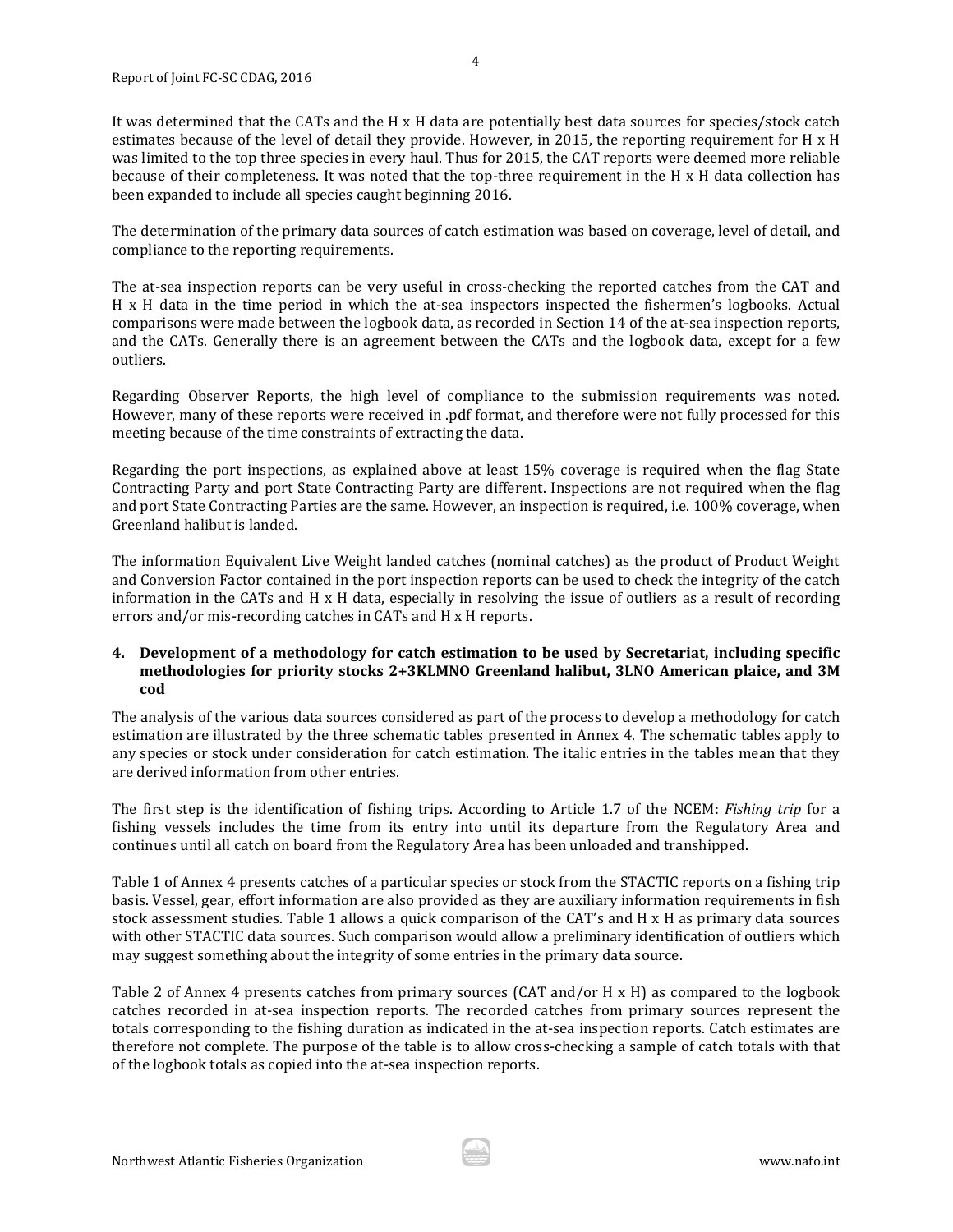It was determined that the CATs and the H x H data are potentially best data sources for species/stock catch estimates because of the level of detail they provide. However, in 2015, the reporting requirement for H x H was limited to the top three species in every haul. Thus for 2015, the CAT reports were deemed more reliable because of their completeness. It was noted that the top-three requirement in the H x H data collection has been expanded to include all species caught beginning 2016.

The determination of the primary data sources of catch estimation was based on coverage, level of detail, and compliance to the reporting requirements.

The at-sea inspection reports can be very useful in cross-checking the reported catches from the CAT and H x H data in the time period in which the at-sea inspectors inspected the fishermen's logbooks. Actual comparisons were made between the logbook data, as recorded in Section 14 of the at-sea inspection reports, and the CATs. Generally there is an agreement between the CATs and the logbook data, except for a few outliers.

Regarding Observer Reports, the high level of compliance to the submission requirements was noted. However, many of these reports were received in .pdf format, and therefore were not fully processed for this meeting because of the time constraints of extracting the data.

Regarding the port inspections, as explained above at least 15% coverage is required when the flag State Contracting Party and port State Contracting Party are different. Inspections are not required when the flag and port State Contracting Parties are the same. However, an inspection is required, i.e. 100% coverage, when Greenland halibut is landed.

The information Equivalent Live Weight landed catches (nominal catches) as the product of Product Weight and Conversion Factor contained in the port inspection reports can be used to check the integrity of the catch information in the CATs and H x H data, especially in resolving the issue of outliers as a result of recording errors and/or mis-recording catches in CATs and H x H reports.

## 4. Development of a methodology for catch estimation to be used by Secretariat, including specific methodologies for priority stocks 2+3KLMNO Greenland halibut, 3LNO American plaice, and 3M cod

The analysis of the various data sources considered as part of the process to develop a methodology for catch estimation are illustrated by the three schematic tables presented in Annex 4. The schematic tables apply to any species or stock under consideration for catch estimation. The italic entries in the tables mean that they are derived information from other entries.

The first step is the identification of fishing trips. According to Article 1.7 of the NCEM: *Fishing trip* for a fishing vessels includes the time from its entry into until its departure from the Regulatory Area and continues until all catch on board from the Regulatory Area has been unloaded and transhipped.

Table 1 of Annex 4 presents catches of a particular species or stock from the STACTIC reports on a fishing trip basis. Vessel, gear, effort information are also provided as they are auxiliary information requirements in fish stock assessment studies. Table 1 allows a quick comparison of the CAT"s and H x H as primary data sources with other STACTIC data sources. Such comparison would allow a preliminary identification of outliers which may suggest something about the integrity of some entries in the primary data source.

Table 2 of Annex 4 presents catches from primary sources (CAT and/or H x H) as compared to the logbook catches recorded in at-sea inspection reports. The recorded catches from primary sources represent the totals corresponding to the fishing duration as indicated in the at-sea inspection reports. Catch estimates are therefore not complete. The purpose of the table is to allow cross-checking a sample of catch totals with that of the logbook totals as copied into the at-sea inspection reports.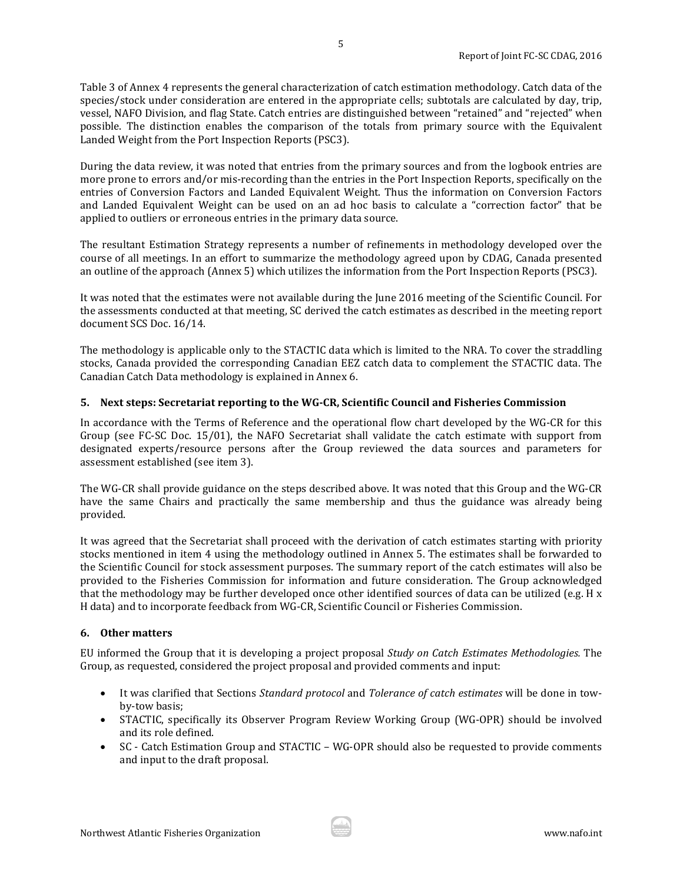Table 3 of Annex 4 represents the general characterization of catch estimation methodology. Catch data of the species/stock under consideration are entered in the appropriate cells; subtotals are calculated by day, trip, vessel, NAFO Division, and flag State. Catch entries are distinguished between "retained" and "rejected" when possible. The distinction enables the comparison of the totals from primary source with the Equivalent Landed Weight from the Port Inspection Reports (PSC3).

During the data review, it was noted that entries from the primary sources and from the logbook entries are more prone to errors and/or mis-recording than the entries in the Port Inspection Reports, specifically on the entries of Conversion Factors and Landed Equivalent Weight. Thus the information on Conversion Factors and Landed Equivalent Weight can be used on an ad hoc basis to calculate a "correction factor" that be applied to outliers or erroneous entries in the primary data source.

The resultant Estimation Strategy represents a number of refinements in methodology developed over the course of all meetings. In an effort to summarize the methodology agreed upon by CDAG, Canada presented an outline of the approach (Annex 5) which utilizes the information from the Port Inspection Reports (PSC3).

It was noted that the estimates were not available during the June 2016 meeting of the Scientific Council. For the assessments conducted at that meeting, SC derived the catch estimates as described in the meeting report document SCS Doc. 16/14.

The methodology is applicable only to the STACTIC data which is limited to the NRA. To cover the straddling stocks, Canada provided the corresponding Canadian EEZ catch data to complement the STACTIC data. The Canadian Catch Data methodology is explained in Annex 6.

## 5. Next steps: Secretariat reporting to the WG-CR, Scientific Council and Fisheries Commission

In accordance with the Terms of Reference and the operational flow chart developed by the WG-CR for this Group (see FC-SC Doc. 15/01), the NAFO Secretariat shall validate the catch estimate with support from designated experts/resource persons after the Group reviewed the data sources and parameters for assessment established (see item 3).

The WG-CR shall provide guidance on the steps described above. It was noted that this Group and the WG-CR have the same Chairs and practically the same membership and thus the guidance was already being provided.

It was agreed that the Secretariat shall proceed with the derivation of catch estimates starting with priority stocks mentioned in item 4 using the methodology outlined in Annex 5. The estimates shall be forwarded to the Scientific Council for stock assessment purposes. The summary report of the catch estimates will also be provided to the Fisheries Commission for information and future consideration. The Group acknowledged that the methodology may be further developed once other identified sources of data can be utilized (e.g. H x H data) and to incorporate feedback from WG-CR, Scientific Council or Fisheries Commission.

## 6. Other matters

EU informed the Group that it is developing a project proposal *Study on Catch Estimates Methodologies.* The Group, as requested, considered the project proposal and provided comments and input:

- It was clarified that Sections *Standard protocol* and *Tolerance of catch estimates* will be done in tow-by-tow basis;
- STACTIC, specifically its Observer Program Review Working Group (WG-OPR) should be involved and its role defined.
- SC - Catch Estimation Group and STACTIC – WG-OPR should also be requested to provide comments and input to the draft proposal.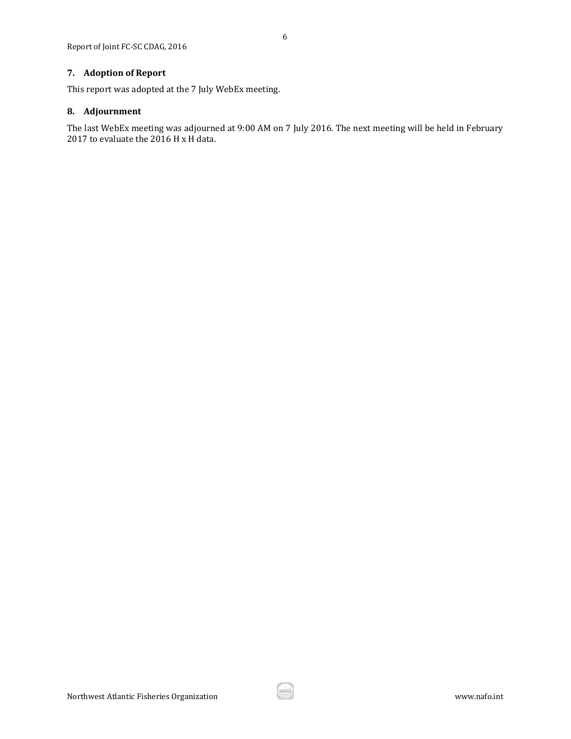## 7. Adoption of Report

This report was adopted at the 7 July WebEx meeting.

## 8. Adjournment

The last WebEx meeting was adjourned at 9:00 AM on 7 July 2016. The next meeting will be held in February 2017 to evaluate the 2016 H x H data.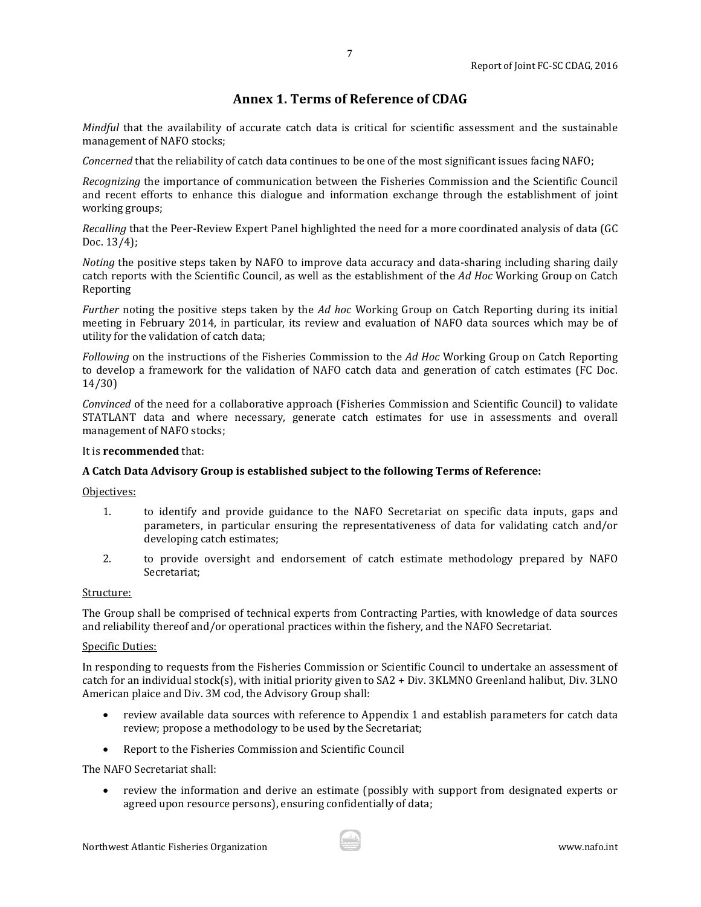## Annex 1. Terms of Reference of CDAG

*Mindful* that the availability of accurate catch data is critical for scientific assessment and the sustainable management of NAFO stocks;

*Concerned* that the reliability of catch data continues to be one of the most significant issues facing NAFO;

*Recognizing* the importance of communication between the Fisheries Commission and the Scientific Council and recent efforts to enhance this dialogue and information exchange through the establishment of joint working groups;

*Recalling* that the Peer-Review Expert Panel highlighted the need for a more coordinated analysis of data (GC Doc. 13/4);

*Noting* the positive steps taken by NAFO to improve data accuracy and data-sharing including sharing daily catch reports with the Scientific Council, as well as the establishment of the *Ad Hoc* Working Group on Catch Reporting

*Further* noting the positive steps taken by the *Ad hoc* Working Group on Catch Reporting during its initial meeting in February 2014, in particular, its review and evaluation of NAFO data sources which may be of utility for the validation of catch data;

*Following* on the instructions of the Fisheries Commission to the *Ad Hoc* Working Group on Catch Reporting to develop a framework for the validation of NAFO catch data and generation of catch estimates (FC Doc. 14/30)

*Convinced* of the need for a collaborative approach (Fisheries Commission and Scientific Council) to validate STATLANT data and where necessary, generate catch estimates for use in assessments and overall management of NAFO stocks;

It is **recommended** that:

**A Catch Data Advisory Group is established subject to the following Terms of Reference:**

Objectives:

1. to identify and provide guidance to the NAFO Secretariat on specific data inputs, gaps and parameters, in particular ensuring the representativeness of data for validating catch and/or developing catch estimates;
2. to provide oversight and endorsement of catch estimate methodology prepared by NAFO Secretariat;

Structure:

The Group shall be comprised of technical experts from Contracting Parties, with knowledge of data sources and reliability thereof and/or operational practices within the fishery, and the NAFO Secretariat.

Specific Duties:

In responding to requests from the Fisheries Commission or Scientific Council to undertake an assessment of catch for an individual stock(s), with initial priority given to SA2 + Div. 3KLMNO Greenland halibut, Div. 3LNO American plaice and Div. 3M cod, the Advisory Group shall:

- review available data sources with reference to Appendix 1 and establish parameters for catch data review; propose a methodology to be used by the Secretariat;
- Report to the Fisheries Commission and Scientific Council

The NAFO Secretariat shall:

- review the information and derive an estimate (possibly with support from designated experts or agreed upon resource persons), ensuring confidentially of data;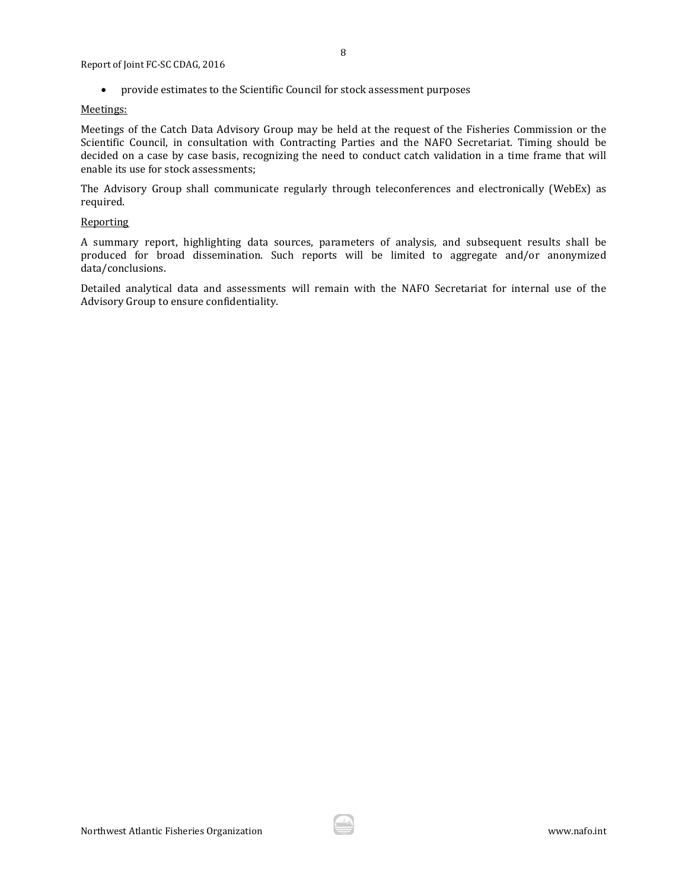- provide estimates to the Scientific Council for stock assessment purposes

Meetings:

Meetings of the Catch Data Advisory Group may be held at the request of the Fisheries Commission or the Scientific Council, in consultation with Contracting Parties and the NAFO Secretariat. Timing should be decided on a case by case basis, recognizing the need to conduct catch validation in a time frame that will enable its use for stock assessments;

The Advisory Group shall communicate regularly through teleconferences and electronically (WebEx) as required.

Reporting

A summary report, highlighting data sources, parameters of analysis, and subsequent results shall be produced for broad dissemination. Such reports will be limited to aggregate and/or anonymized data/conclusions.

Detailed analytical data and assessments will remain with the NAFO Secretariat for internal use of the Advisory Group to ensure confidentiality.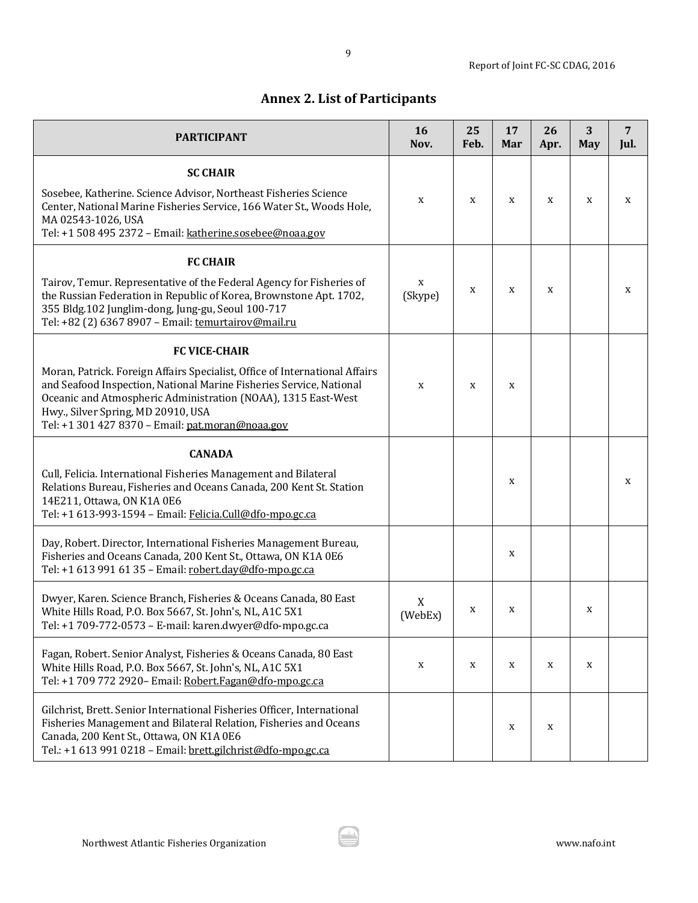## Annex 2. List of Participants

| PARTICIPANT | 16 Nov. | 25 Feb. | 17 Mar | 26 Apr. | 3 May | 7 Jul. |
|---|---|---|---|---|---|---|
| **SC CHAIR** | | | | | | |
| Sosebee, Katherine. Science Advisor, Northeast Fisheries Science Center, National Marine Fisheries Service, 166 Water St., Woods Hole, MA 02543-1026, USA<br>Tel: +1 508 495 2372 – Email: katherine.sosebee@noaa.gov | x | x | x | x | x | x |
| **FC CHAIR** | | | | | | |
| Tairov, Temur. Representative of the Federal Agency for Fisheries of the Russian Federation in Republic of Korea, Brownstone Apt. 1702, 355 Bldg.102 Junglim-dong, Jung-gu, Seoul 100-717<br>Tel: +82 (2) 6367 8907 – Email: temurtairov@mail.ru | x (Skype) | x | x | x | | x |
| **FC VICE-CHAIR** | | | | | | |
| Moran, Patrick. Foreign Affairs Specialist, Office of International Affairs and Seafood Inspection, National Marine Fisheries Service, National Oceanic and Atmospheric Administration (NOAA), 1315 East-West Hwy., Silver Spring, MD 20910, USA<br>Tel: +1 301 427 8370 – Email: pat.moran@noaa.gov | x | x | x | | | |
| **CANADA** | | | | | | |
| Cull, Felicia. International Fisheries Management and Bilateral Relations Bureau, Fisheries and Oceans Canada, 200 Kent St. Station 14E211, Ottawa, ON K1A 0E6<br>Tel: +1 613-993-1594 – Email: Felicia.Cull@dfo-mpo.gc.ca | | | x | | | x |
| Day, Robert. Director, International Fisheries Management Bureau, Fisheries and Oceans Canada, 200 Kent St., Ottawa, ON K1A 0E6<br>Tel: +1 613 991 61 35 – Email: robert.day@dfo-mpo.gc.ca | | | x | | | |
| Dwyer, Karen. Science Branch, Fisheries & Oceans Canada, 80 East White Hills Road, P.O. Box 5667, St. John's, NL, A1C 5X1<br>Tel: +1 709-772-0573 – E-mail: karen.dwyer@dfo-mpo.gc.ca | X (WebEx) | x | x | | x | |
| Fagan, Robert. Senior Analyst, Fisheries & Oceans Canada, 80 East White Hills Road, P.O. Box 5667, St. John's, NL, A1C 5X1<br>Tel: +1 709 772 2920– Email: Robert.Fagan@dfo-mpo.gc.ca | x | x | x | x | x | |
| Gilchrist, Brett. Senior International Fisheries Officer, International Fisheries Management and Bilateral Relation, Fisheries and Oceans Canada, 200 Kent St., Ottawa, ON K1A 0E6<br>Tel.: +1 613 991 0218 – Email: brett.gilchrist@dfo-mpo.gc.ca | | | x | x | | |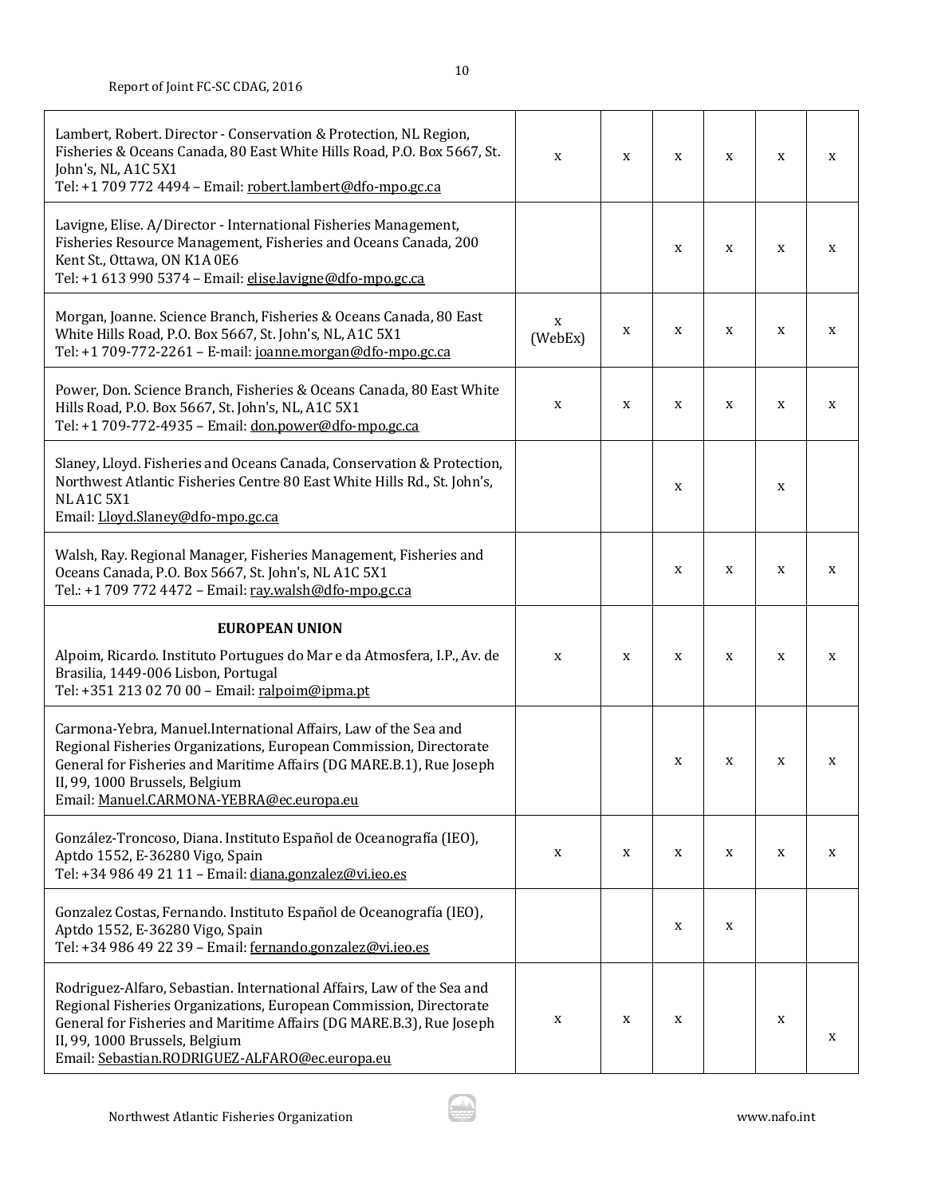| | | | | | | |
|---|---|---|---|---|---|---|
| Lambert, Robert. Director - Conservation & Protection, NL Region, Fisheries & Oceans Canada, 80 East White Hills Road, P.O. Box 5667, St. John's, NL, A1C 5X1<br>Tel: +1 709 772 4494 – Email: robert.lambert@dfo-mpo.gc.ca | x | x | x | x | x | x |
| Lavigne, Elise. A/Director - International Fisheries Management, Fisheries Resource Management, Fisheries and Oceans Canada, 200 Kent St., Ottawa, ON K1A 0E6<br>Tel: +1 613 990 5374 – Email: elise.lavigne@dfo-mpo.gc.ca | | | x | x | x | x |
| Morgan, Joanne. Science Branch, Fisheries & Oceans Canada, 80 East White Hills Road, P.O. Box 5667, St. John's, NL, A1C 5X1<br>Tel: +1 709-772-2261 – E-mail: joanne.morgan@dfo-mpo.gc.ca | x (WebEx) | x | x | x | x | x |
| Power, Don. Science Branch, Fisheries & Oceans Canada, 80 East White Hills Road, P.O. Box 5667, St. John's, NL, A1C 5X1<br>Tel: +1 709-772-4935 – Email: don.power@dfo-mpo.gc.ca | x | x | x | x | x | x |
| Slaney, Lloyd. Fisheries and Oceans Canada, Conservation & Protection, Northwest Atlantic Fisheries Centre 80 East White Hills Rd., St. John's, NL A1C 5X1<br>Email: Lloyd.Slaney@dfo-mpo.gc.ca | | | x | | x | |
| Walsh, Ray. Regional Manager, Fisheries Management, Fisheries and Oceans Canada, P.O. Box 5667, St. John's, NL A1C 5X1<br>Tel.: +1 709 772 4472 – Email: ray.walsh@dfo-mpo.gc.ca | | | x | x | x | x |
| **EUROPEAN UNION**<br>Alpoim, Ricardo. Instituto Portugues do Mar e da Atmosfera, I.P., Av. de Brasilia, 1449-006 Lisbon, Portugal<br>Tel: +351 213 02 70 00 – Email: ralpoim@ipma.pt | x | x | x | x | x | x |
| Carmona-Yebra, Manuel.International Affairs, Law of the Sea and Regional Fisheries Organizations, European Commission, Directorate General for Fisheries and Maritime Affairs (DG MARE.B.1), Rue Joseph II, 99, 1000 Brussels, Belgium<br>Email: Manuel.CARMONA-YEBRA@ec.europa.eu | | | x | x | x | x |
| González-Troncoso, Diana. Instituto Español de Oceanografía (IEO), Aptdo 1552, E-36280 Vigo, Spain<br>Tel: +34 986 49 21 11 – Email: diana.gonzalez@vi.ieo.es | x | x | x | x | x | x |
| Gonzalez Costas, Fernando. Instituto Español de Oceanografía (IEO), Aptdo 1552, E-36280 Vigo, Spain<br>Tel: +34 986 49 22 39 – Email: fernando.gonzalez@vi.ieo.es | | | x | x | | |
| Rodriguez-Alfaro, Sebastian. International Affairs, Law of the Sea and Regional Fisheries Organizations, European Commission, Directorate General for Fisheries and Maritime Affairs (DG MARE.B.3), Rue Joseph II, 99, 1000 Brussels, Belgium<br>Email: Sebastian.RODRIGUEZ-ALFARO@ec.europa.eu | x | x | x | | x | x |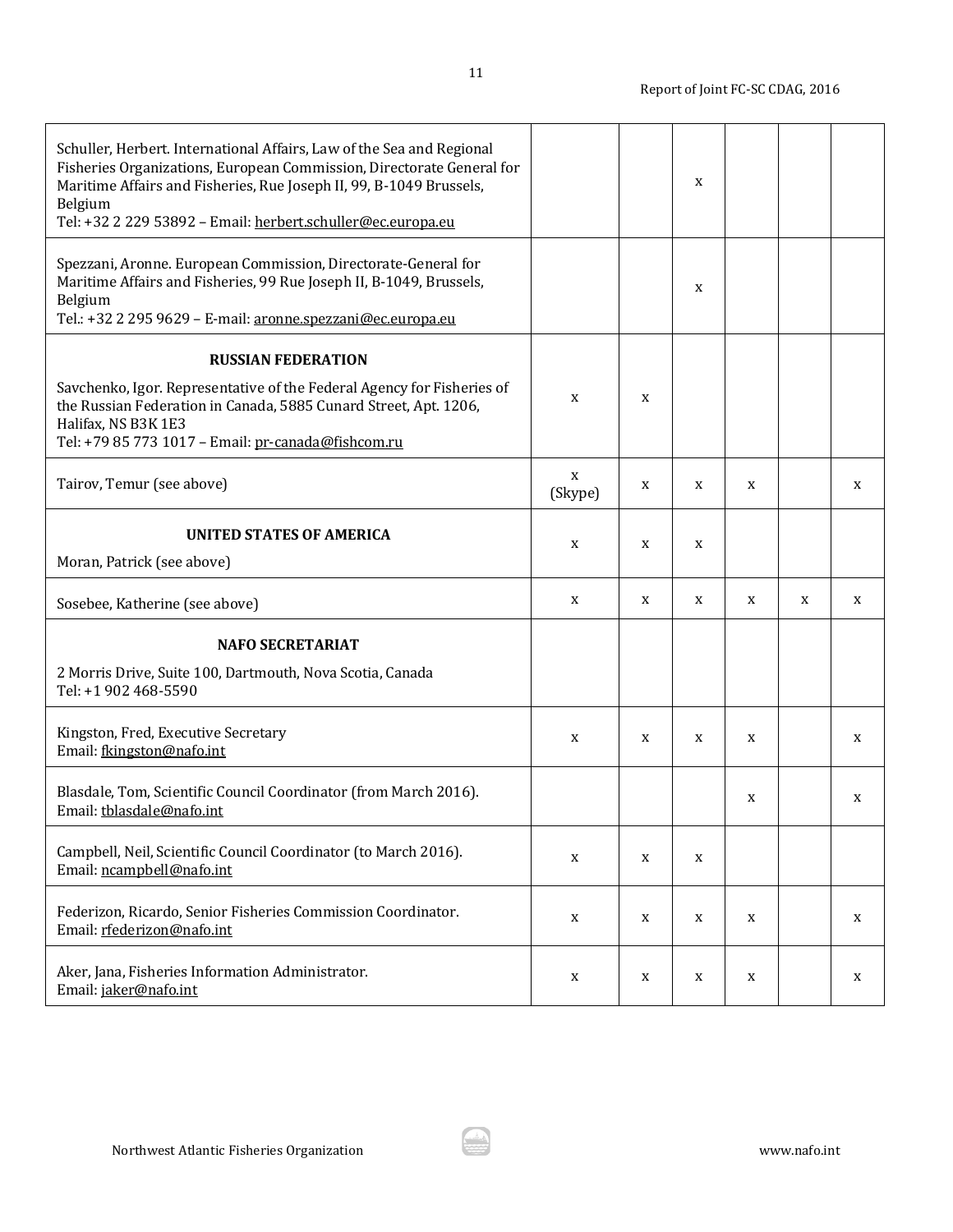| | | | | | | |
|---|---|---|---|---|---|---|
| Schuller, Herbert. International Affairs, Law of the Sea and Regional Fisheries Organizations, European Commission, Directorate General for Maritime Affairs and Fisheries, Rue Joseph II, 99, B-1049 Brussels, Belgium<br>Tel: +32 2 229 53892 – Email: herbert.schuller@ec.europa.eu | | | x | | | |
| Spezzani, Aronne. European Commission, Directorate-General for Maritime Affairs and Fisheries, 99 Rue Joseph II, B-1049, Brussels, Belgium<br>Tel.: +32 2 295 9629 – E-mail: aronne.spezzani@ec.europa.eu | | | x | | | |
| **RUSSIAN FEDERATION**<br>Savchenko, Igor. Representative of the Federal Agency for Fisheries of the Russian Federation in Canada, 5885 Cunard Street, Apt. 1206, Halifax, NS B3K 1E3<br>Tel: +79 85 773 1017 – Email: pr-canada@fishcom.ru | x | x | | | | |
| Tairov, Temur (see above) | x (Skype) | x | x | x | | x |
| **UNITED STATES OF AMERICA**<br>Moran, Patrick (see above) | x | x | x | | | |
| Sosebee, Katherine (see above) | x | x | x | x | x | x |
| **NAFO SECRETARIAT**<br>2 Morris Drive, Suite 100, Dartmouth, Nova Scotia, Canada<br>Tel: +1 902 468-5590 | | | | | | |
| Kingston, Fred, Executive Secretary<br>Email: fkingston@nafo.int | x | x | x | x | | x |
| Blasdale, Tom, Scientific Council Coordinator (from March 2016).<br>Email: tblasdale@nafo.int | | | | x | | x |
| Campbell, Neil, Scientific Council Coordinator (to March 2016).<br>Email: ncampbell@nafo.int | x | x | x | | | |
| Federizon, Ricardo, Senior Fisheries Commission Coordinator.<br>Email: rfederizon@nafo.int | x | x | x | x | | x |
| Aker, Jana, Fisheries Information Administrator.<br>Email: jaker@nafo.int | x | x | x | x | | x |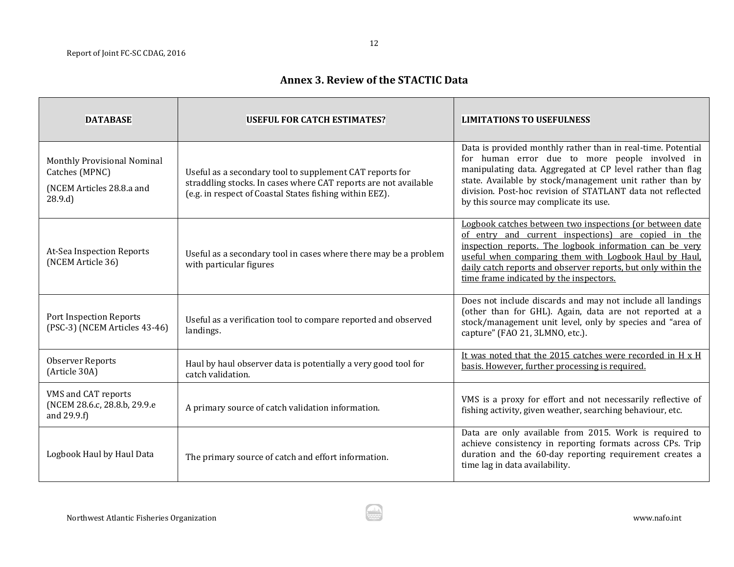## Annex 3. Review of the STACTIC Data

| DATABASE | USEFUL FOR CATCH ESTIMATES? | LIMITATIONS TO USEFULNESS |
|---|---|---|
| Monthly Provisional Nominal Catches (MPNC) (NCEM Articles 28.8.a and 28.9.d) | Useful as a secondary tool to supplement CAT reports for straddling stocks. In cases where CAT reports are not available (e.g. in respect of Coastal States fishing within EEZ). | Data is provided monthly rather than in real-time. Potential for human error due to more people involved in manipulating data. Aggregated at CP level rather than flag state. Available by stock/management unit rather than by division. Post-hoc revision of STATLANT data not reflected by this source may complicate its use. |
| At-Sea Inspection Reports (NCEM Article 36) | Useful as a secondary tool in cases where there may be a problem with particular figures | <u>Logbook catches between two inspections (or between date of entry and current inspections) are copied in the inspection reports. The logbook information can be very useful when comparing them with Logbook Haul by Haul, daily catch reports and observer reports, but only within the time frame indicated by the inspectors.</u> |
| Port Inspection Reports (PSC-3) (NCEM Articles 43-46) | Useful as a verification tool to compare reported and observed landings. | Does not include discards and may not include all landings (other than for GHL). Again, data are not reported at a stock/management unit level, only by species and "area of capture" (FAO 21, 3LMNO, etc.). |
| Observer Reports (Article 30A) | Haul by haul observer data is potentially a very good tool for catch validation. | <u>It was noted that the 2015 catches were recorded in H x H basis. However, further processing is required.</u> |
| VMS and CAT reports (NCEM 28.6.c, 28.8.b, 29.9.e and 29.9.f) | A primary source of catch validation information. | VMS is a proxy for effort and not necessarily reflective of fishing activity, given weather, searching behaviour, etc. |
| Logbook Haul by Haul Data | The primary source of catch and effort information. | Data are only available from 2015. Work is required to achieve consistency in reporting formats across CPs. Trip duration and the 60-day reporting requirement creates a time lag in data availability. |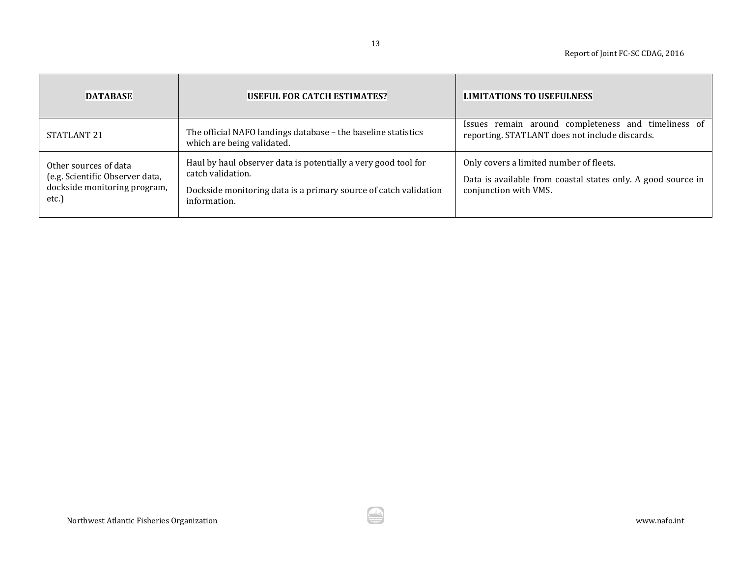| DATABASE | USEFUL FOR CATCH ESTIMATES? | LIMITATIONS TO USEFULNESS |
|---|---|---|
| STATLANT 21 | The official NAFO landings database – the baseline statistics which are being validated. | Issues remain around completeness and timeliness of reporting. STATLANT does not include discards. |
| Other sources of data (e.g. Scientific Observer data, dockside monitoring program, etc.) | Haul by haul observer data is potentially a very good tool for catch validation.<br>Dockside monitoring data is a primary source of catch validation information. | Only covers a limited number of fleets.<br>Data is available from coastal states only. A good source in conjunction with VMS. |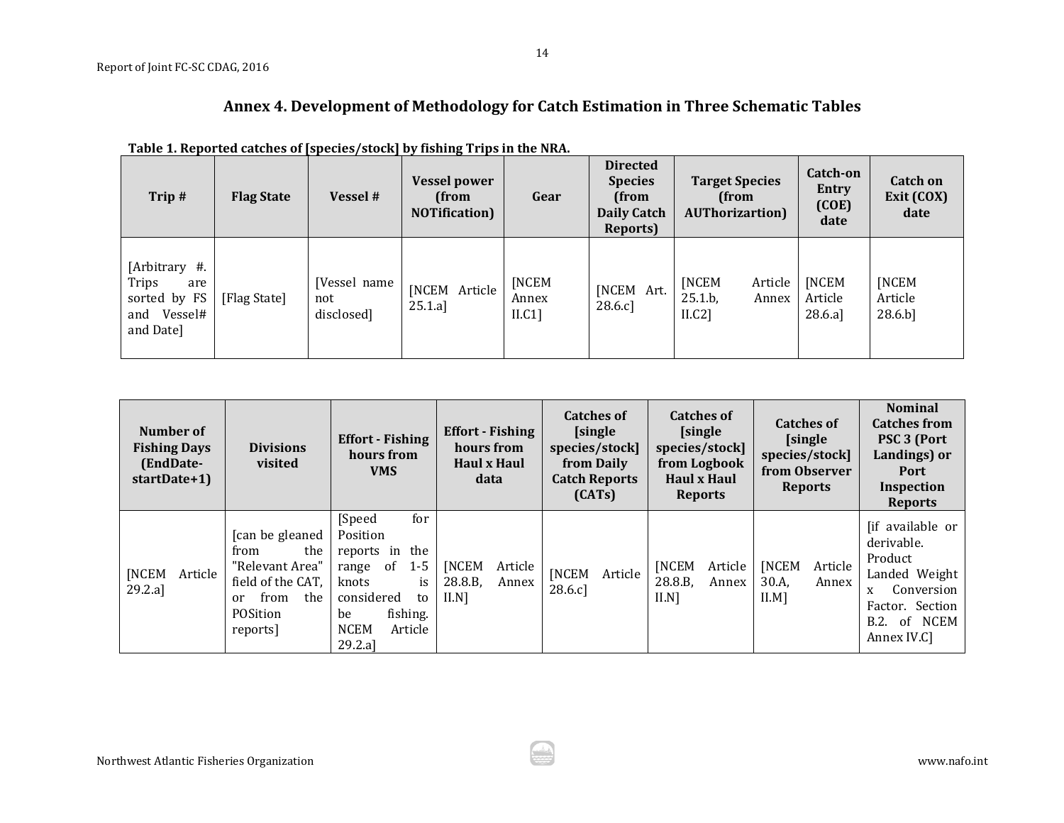## Annex 4. Development of Methodology for Catch Estimation in Three Schematic Tables

**Table 1. Reported catches of [species/stock] by fishing Trips in the NRA.**

| Trip # | Flag State | Vessel # | Vessel power (from NOTification) | Gear | Directed Species (from Daily Catch Reports) | Target Species (from AUThorizartion) | Catch-on Entry (COE) date | Catch on Exit (COX) date |
|---|---|---|---|---|---|---|---|---|
| [Arbitrary #. Trips are sorted by FS and Vessel# and Date] | [Flag State] | [Vessel name not disclosed] | [NCEM Article 25.1.a] | [NCEM Annex II.C1] | [NCEM Art. 28.6.c] | [NCEM Article 25.1.b, Annex II.C2] | [NCEM Article 28.6.a] | [NCEM Article 28.6.b] |

| Number of Fishing Days (EndDate-startDate+1) | Divisions visited | Effort - Fishing hours from VMS | Effort - Fishing hours from Haul x Haul data | Catches of [single species/stock] from Daily Catch Reports (CATs) | Catches of [single species/stock] from Logbook Haul x Haul Reports | Catches of [single species/stock] from Observer Reports | Nominal Catches from PSC 3 (Port Landings) or Port Inspection Reports |
|---|---|---|---|---|---|---|---|
| [NCEM Article 29.2.a] | [can be gleaned from the "Relevant Area" field of the CAT, or from the POSition reports] | [Speed for Position reports in the range of 1-5 knots is considered to be fishing. NCEM Article 29.2.a] | [NCEM Article 28.8.B, Annex II.N] | [NCEM Article 28.6.c] | [NCEM Article 28.8.B, Annex II.N] | [NCEM Article 30.A, Annex II.M] | [if available or derivable. Product Landed Weight x Conversion Factor. Section B.2. of NCEM Annex IV.C] |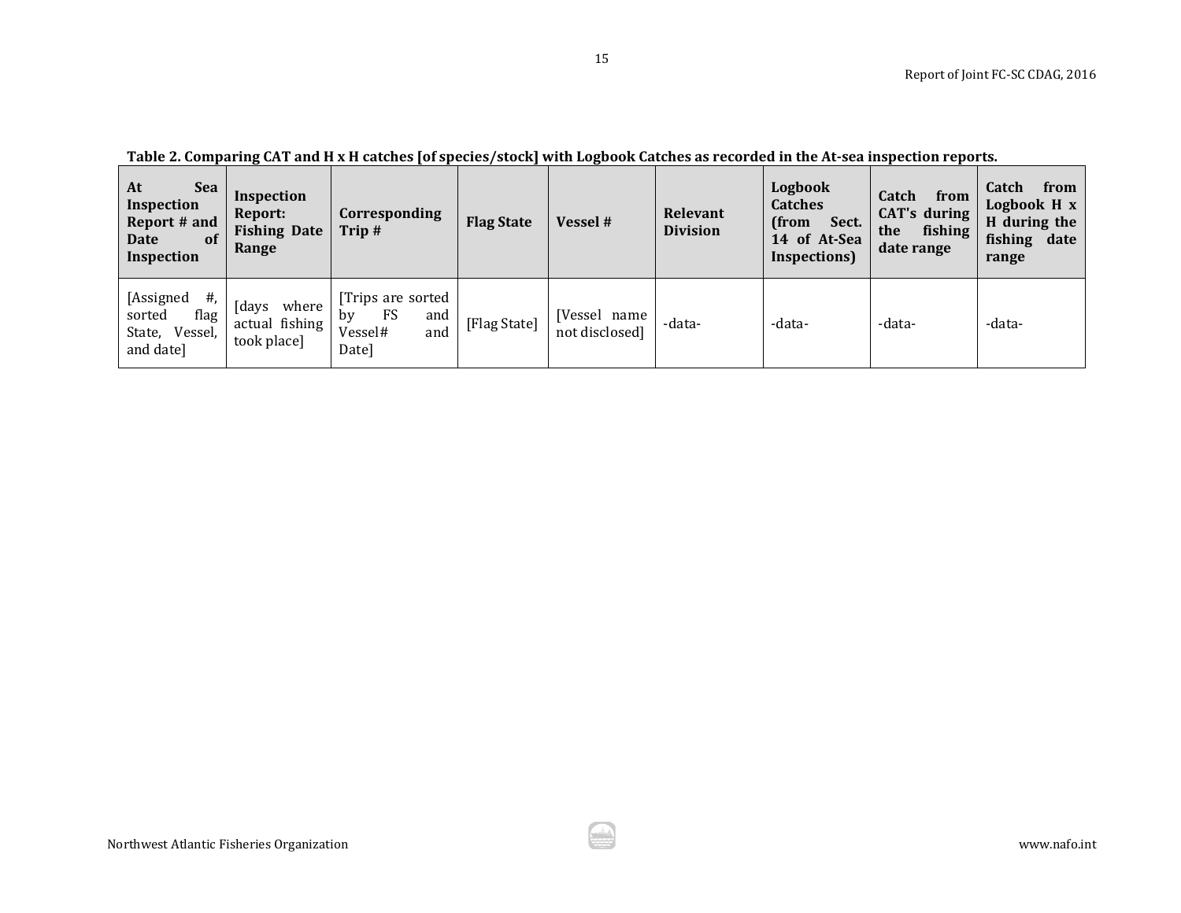**Table 2. Comparing CAT and H x H catches [of species/stock] with Logbook Catches as recorded in the At-sea inspection reports.**

| At Sea Inspection Report # and Date of Inspection | Inspection Report: Fishing Date Range | Corresponding Trip # | Flag State | Vessel # | Relevant Division | Logbook Catches (from Sect. 14 of At-Sea Inspections) | Catch from CAT's during the fishing date range | Catch from Logbook H x H during the fishing date range |
|---|---|---|---|---|---|---|---|---|
| [Assigned #, sorted flag State, Vessel, and date] | [days where actual fishing took place] | [Trips are sorted by FS and Vessel# and Date] | [Flag State] | [Vessel name not disclosed] | -data- | -data- | -data- | -data- |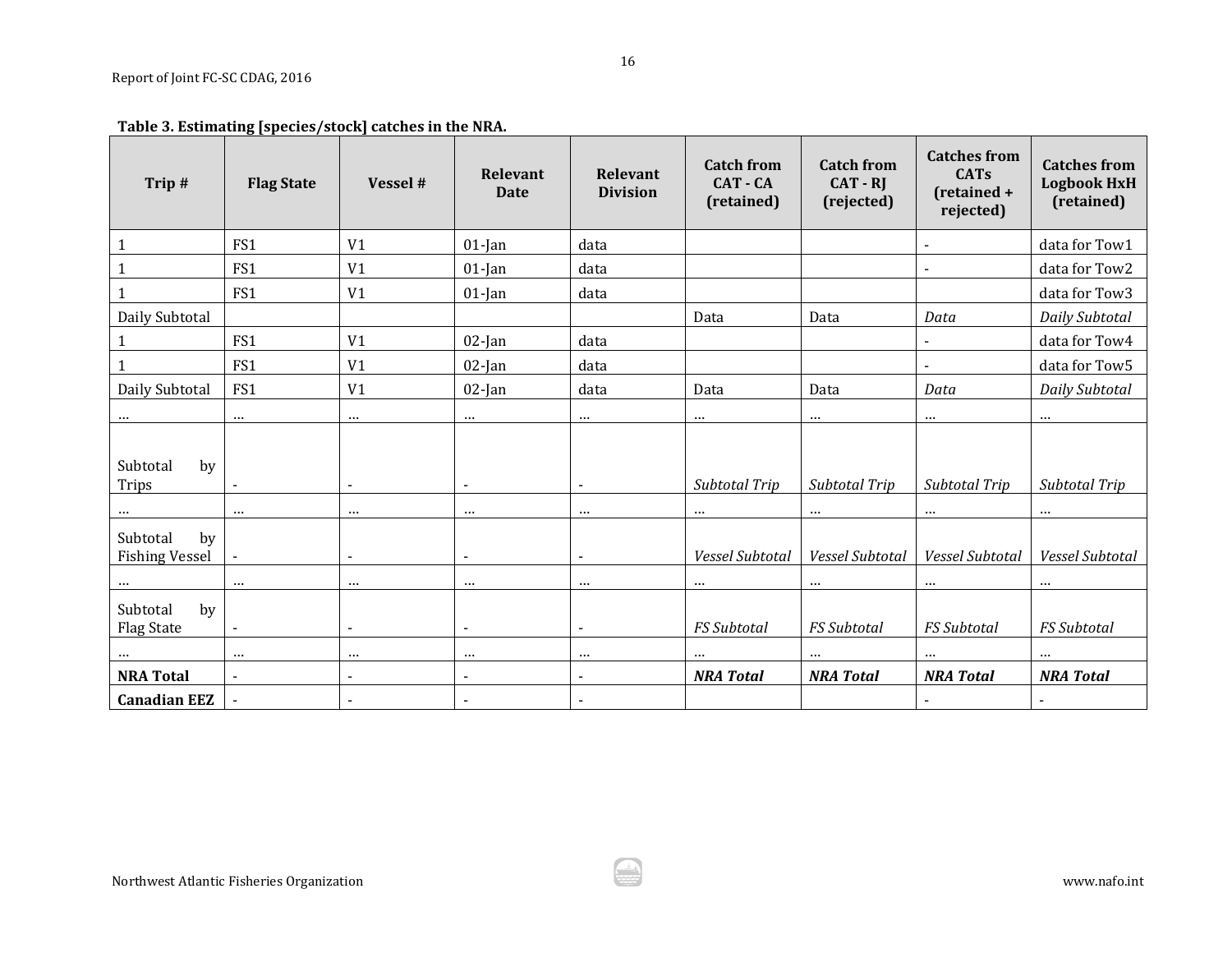**Table 3. Estimating [species/stock] catches in the NRA.**

| Trip # | Flag State | Vessel # | Relevant Date | Relevant Division | Catch from CAT - CA (retained) | Catch from CAT - RJ (rejected) | Catches from CATs (retained + rejected) | Catches from Logbook HxH (retained) |
|---|---|---|---|---|---|---|---|---|
| 1 | FS1 | V1 | 01-Jan | data | | | - | data for Tow1 |
| 1 | FS1 | V1 | 01-Jan | data | | | - | data for Tow2 |
| 1 | FS1 | V1 | 01-Jan | data | | | | data for Tow3 |
| Daily Subtotal | | | | | Data | Data | *Data* | *Daily Subtotal* |
| 1 | FS1 | V1 | 02-Jan | data | | | - | data for Tow4 |
| 1 | FS1 | V1 | 02-Jan | data | | | - | data for Tow5 |
| Daily Subtotal | FS1 | V1 | 02-Jan | data | Data | Data | *Data* | *Daily Subtotal* |
| ... | ... | ... | ... | ... | ... | ... | ... | ... |
| Subtotal by Trips | - | - | - | - | *Subtotal Trip* | *Subtotal Trip* | *Subtotal Trip* | *Subtotal Trip* |
| ... | ... | ... | ... | ... | ... | ... | ... | ... |
| Subtotal by Fishing Vessel | - | - | - | - | *Vessel Subtotal* | *Vessel Subtotal* | *Vessel Subtotal* | *Vessel Subtotal* |
| ... | ... | ... | ... | ... | ... | ... | ... | ... |
| Subtotal by Flag State | - | - | - | - | *FS Subtotal* | *FS Subtotal* | *FS Subtotal* | *FS Subtotal* |
| ... | ... | ... | ... | ... | ... | ... | ... | ... |
| **NRA Total** | - | - | - | - | ***NRA Total*** | ***NRA Total*** | ***NRA Total*** | ***NRA Total*** |
| **Canadian EEZ** | - | - | - | - | | | - | - |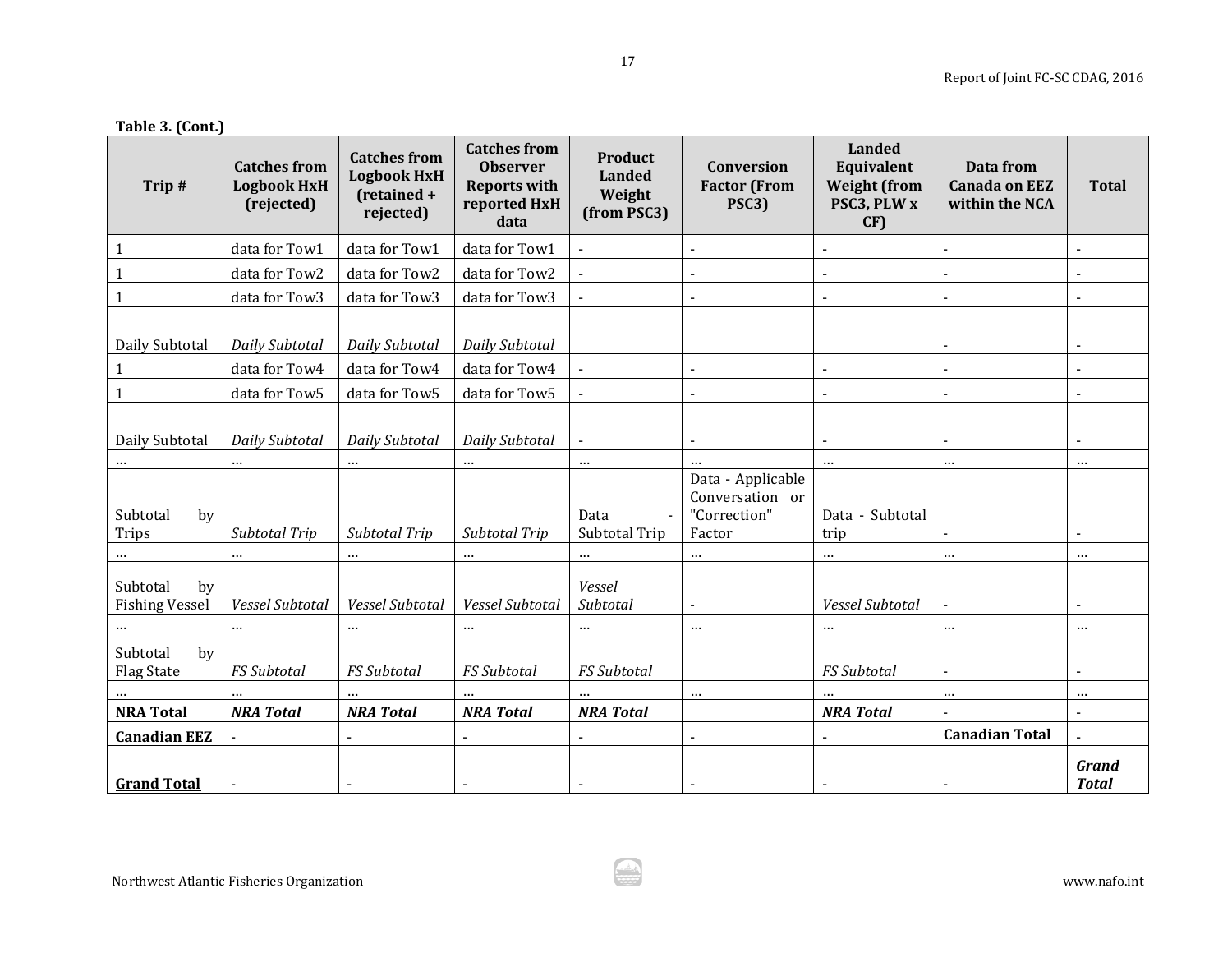**Table 3. (Cont.)**

| Trip # | Catches from Logbook HxH (rejected) | Catches from Logbook HxH (retained + rejected) | Catches from Observer Reports with reported HxH data | Product Landed Weight (from PSC3) | Conversion Factor (From PSC3) | Landed Equivalent Weight (from PSC3, PLW x CF) | Data from Canada on EEZ within the NCA | Total |
|---|---|---|---|---|---|---|---|---|
| 1 | data for Tow1 | data for Tow1 | data for Tow1 | - | - | - | - | - |
| 1 | data for Tow2 | data for Tow2 | data for Tow2 | - | - | - | - | - |
| 1 | data for Tow3 | data for Tow3 | data for Tow3 | - | - | - | - | - |
| Daily Subtotal | *Daily Subtotal* | *Daily Subtotal* | *Daily Subtotal* | | | | - | - |
| 1 | data for Tow4 | data for Tow4 | data for Tow4 | - | - | - | - | - |
| 1 | data for Tow5 | data for Tow5 | data for Tow5 | - | - | - | - | - |
| Daily Subtotal | *Daily Subtotal* | *Daily Subtotal* | *Daily Subtotal* | - | - | - | - | - |
| … | … | … | … | … | … | … | … | … |
| Subtotal by Trips | *Subtotal Trip* | *Subtotal Trip* | *Subtotal Trip* | Data - Subtotal Trip | Data - Applicable Conversation or "Correction" Factor | Data - Subtotal trip | - | - |
| … | … | … | … | … | … | … | … | … |
| Subtotal by Fishing Vessel | *Vessel Subtotal* | *Vessel Subtotal* | *Vessel Subtotal* | *Vessel Subtotal* | - | *Vessel Subtotal* | - | - |
| … | … | … | … | … | … | … | … | … |
| Subtotal by Flag State | *FS Subtotal* | *FS Subtotal* | *FS Subtotal* | *FS Subtotal* | | *FS Subtotal* | - | - |
| … | … | … | … | … | … | … | … | … |
| **NRA Total** | ***NRA Total*** | ***NRA Total*** | ***NRA Total*** | ***NRA Total*** | | ***NRA Total*** | - | - |
| **Canadian EEZ** | - | - | - | - | - | - | **Canadian Total** | - |
| **Grand Total** | - | - | - | - | - | - | - | ***Grand Total*** |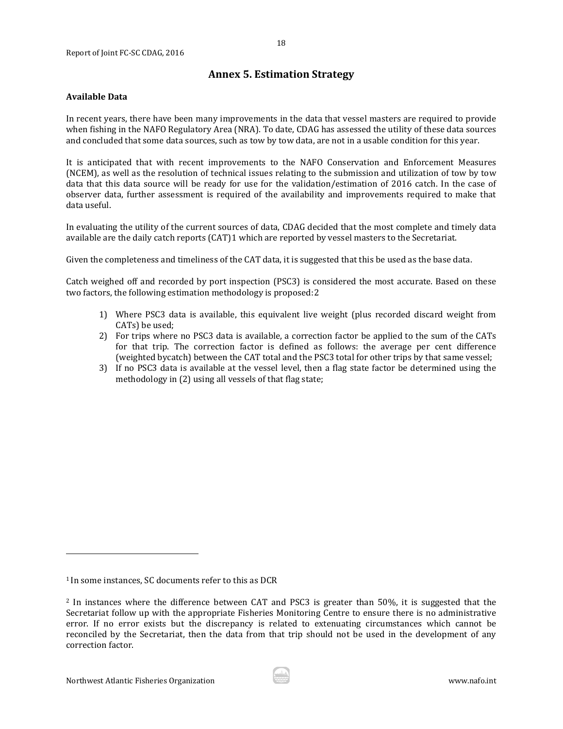## Annex 5. Estimation Strategy

**Available Data**

In recent years, there have been many improvements in the data that vessel masters are required to provide when fishing in the NAFO Regulatory Area (NRA). To date, CDAG has assessed the utility of these data sources and concluded that some data sources, such as tow by tow data, are not in a usable condition for this year.

It is anticipated that with recent improvements to the NAFO Conservation and Enforcement Measures (NCEM), as well as the resolution of technical issues relating to the submission and utilization of tow by tow data that this data source will be ready for use for the validation/estimation of 2016 catch. In the case of observer data, further assessment is required of the availability and improvements required to make that data useful.

In evaluating the utility of the current sources of data, CDAG decided that the most complete and timely data available are the daily catch reports (CAT)[1] which are reported by vessel masters to the Secretariat.

Given the completeness and timeliness of the CAT data, it is suggested that this be used as the base data.

Catch weighed off and recorded by port inspection (PSC3) is considered the most accurate. Based on these two factors, the following estimation methodology is proposed:[2]

1) Where PSC3 data is available, this equivalent live weight (plus recorded discard weight from CATs) be used;
2) For trips where no PSC3 data is available, a correction factor be applied to the sum of the CATs for that trip. The correction factor is defined as follows: the average per cent difference (weighted bycatch) between the CAT total and the PSC3 total for other trips by that same vessel;
3) If no PSC3 data is available at the vessel level, then a flag state factor be determined using the methodology in (2) using all vessels of that flag state;

---

[1] In some instances, SC documents refer to this as DCR

[2] In instances where the difference between CAT and PSC3 is greater than 50%, it is suggested that the Secretariat follow up with the appropriate Fisheries Monitoring Centre to ensure there is no administrative error. If no error exists but the discrepancy is related to extenuating circumstances which cannot be reconciled by the Secretariat, then the data from that trip should not be used in the development of any correction factor.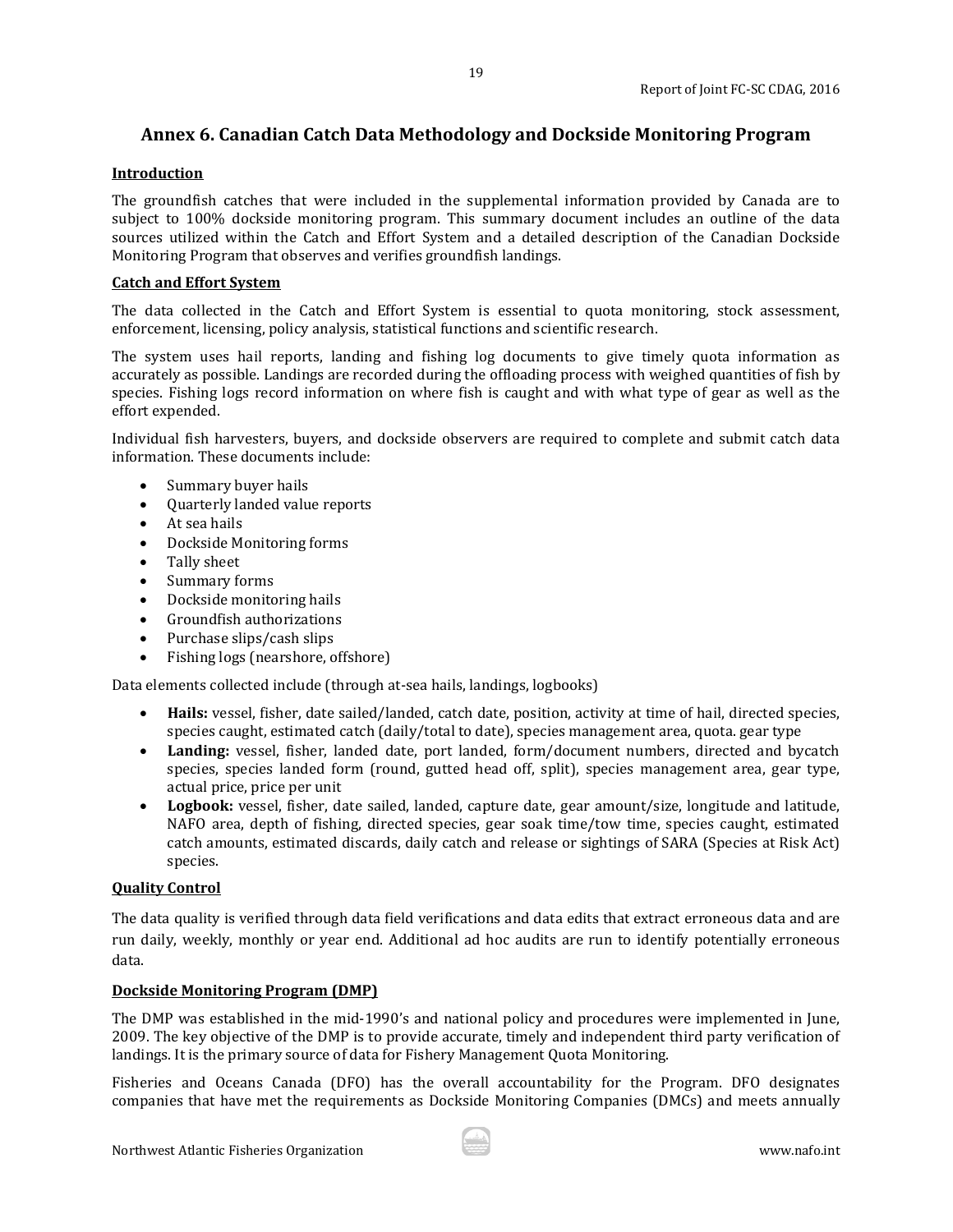## Annex 6. Canadian Catch Data Methodology and Dockside Monitoring Program

**Introduction**

The groundfish catches that were included in the supplemental information provided by Canada are to subject to 100% dockside monitoring program. This summary document includes an outline of the data sources utilized within the Catch and Effort System and a detailed description of the Canadian Dockside Monitoring Program that observes and verifies groundfish landings.

**Catch and Effort System**

The data collected in the Catch and Effort System is essential to quota monitoring, stock assessment, enforcement, licensing, policy analysis, statistical functions and scientific research.

The system uses hail reports, landing and fishing log documents to give timely quota information as accurately as possible. Landings are recorded during the offloading process with weighed quantities of fish by species. Fishing logs record information on where fish is caught and with what type of gear as well as the effort expended.

Individual fish harvesters, buyers, and dockside observers are required to complete and submit catch data information. These documents include:

- Summary buyer hails
- Quarterly landed value reports
- At sea hails
- Dockside Monitoring forms
- Tally sheet
- Summary forms
- Dockside monitoring hails
- Groundfish authorizations
- Purchase slips/cash slips
- Fishing logs (nearshore, offshore)

Data elements collected include (through at-sea hails, landings, logbooks)

- **Hails:** vessel, fisher, date sailed/landed, catch date, position, activity at time of hail, directed species, species caught, estimated catch (daily/total to date), species management area, quota. gear type
- **Landing:** vessel, fisher, landed date, port landed, form/document numbers, directed and bycatch species, species landed form (round, gutted head off, split), species management area, gear type, actual price, price per unit
- **Logbook:** vessel, fisher, date sailed, landed, capture date, gear amount/size, longitude and latitude, NAFO area, depth of fishing, directed species, gear soak time/tow time, species caught, estimated catch amounts, estimated discards, daily catch and release or sightings of SARA (Species at Risk Act) species.

**Quality Control**

The data quality is verified through data field verifications and data edits that extract erroneous data and are run daily, weekly, monthly or year end. Additional ad hoc audits are run to identify potentially erroneous data.

**Dockside Monitoring Program (DMP)**

The DMP was established in the mid-1990's and national policy and procedures were implemented in June, 2009. The key objective of the DMP is to provide accurate, timely and independent third party verification of landings. It is the primary source of data for Fishery Management Quota Monitoring.

Fisheries and Oceans Canada (DFO) has the overall accountability for the Program. DFO designates companies that have met the requirements as Dockside Monitoring Companies (DMCs) and meets annually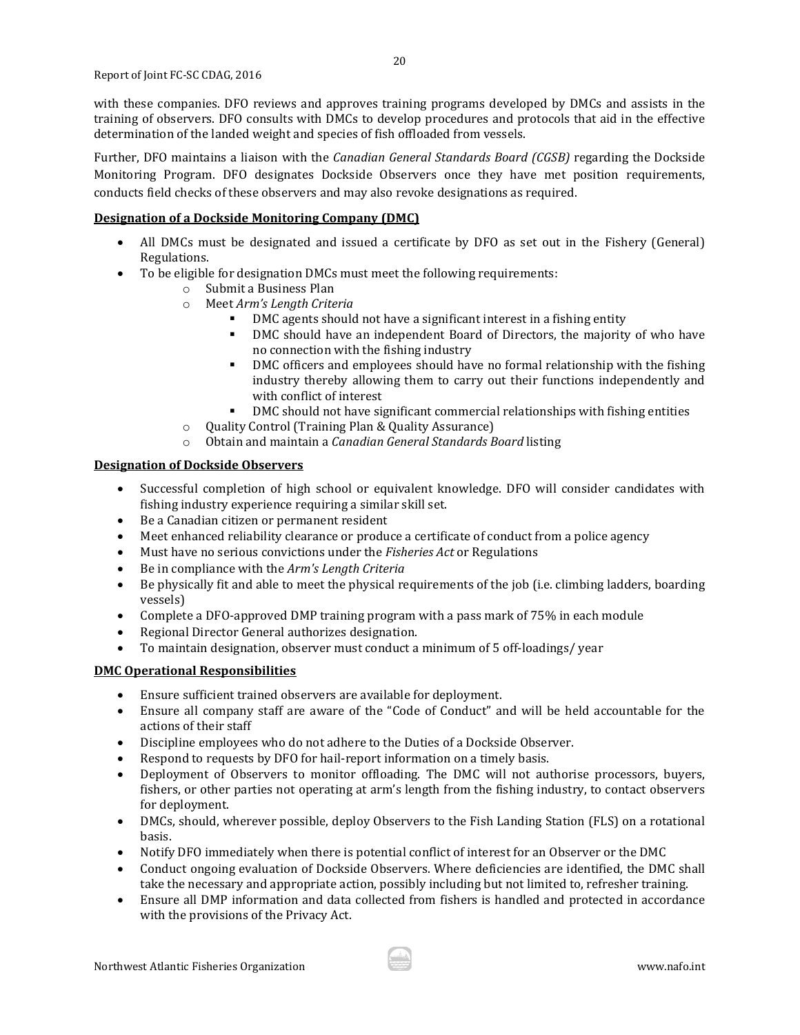with these companies. DFO reviews and approves training programs developed by DMCs and assists in the training of observers. DFO consults with DMCs to develop procedures and protocols that aid in the effective determination of the landed weight and species of fish offloaded from vessels.

Further, DFO maintains a liaison with the *Canadian General Standards Board (CGSB)* regarding the Dockside Monitoring Program. DFO designates Dockside Observers once they have met position requirements, conducts field checks of these observers and may also revoke designations as required.

**Designation of a Dockside Monitoring Company (DMC)**

- All DMCs must be designated and issued a certificate by DFO as set out in the Fishery (General) Regulations.
- To be eligible for designation DMCs must meet the following requirements:
    - Submit a Business Plan
    - Meet *Arm's Length Criteria*
        - DMC agents should not have a significant interest in a fishing entity
        - DMC should have an independent Board of Directors, the majority of who have no connection with the fishing industry
        - DMC officers and employees should have no formal relationship with the fishing industry thereby allowing them to carry out their functions independently and with conflict of interest
        - DMC should not have significant commercial relationships with fishing entities
    - Quality Control (Training Plan & Quality Assurance)
    - Obtain and maintain a *Canadian General Standards Board* listing

**Designation of Dockside Observers**

- Successful completion of high school or equivalent knowledge. DFO will consider candidates with fishing industry experience requiring a similar skill set.
- Be a Canadian citizen or permanent resident
- Meet enhanced reliability clearance or produce a certificate of conduct from a police agency
- Must have no serious convictions under the *Fisheries Act* or Regulations
- Be in compliance with the *Arm's Length Criteria*
- Be physically fit and able to meet the physical requirements of the job (i.e. climbing ladders, boarding vessels)
- Complete a DFO-approved DMP training program with a pass mark of 75% in each module
- Regional Director General authorizes designation.
- To maintain designation, observer must conduct a minimum of 5 off-loadings/ year

**DMC Operational Responsibilities**

- Ensure sufficient trained observers are available for deployment.
- Ensure all company staff are aware of the "Code of Conduct" and will be held accountable for the actions of their staff
- Discipline employees who do not adhere to the Duties of a Dockside Observer.
- Respond to requests by DFO for hail-report information on a timely basis.
- Deployment of Observers to monitor offloading. The DMC will not authorise processors, buyers, fishers, or other parties not operating at arm's length from the fishing industry, to contact observers for deployment.
- DMCs, should, wherever possible, deploy Observers to the Fish Landing Station (FLS) on a rotational basis.
- Notify DFO immediately when there is potential conflict of interest for an Observer or the DMC
- Conduct ongoing evaluation of Dockside Observers. Where deficiencies are identified, the DMC shall take the necessary and appropriate action, possibly including but not limited to, refresher training.
- Ensure all DMP information and data collected from fishers is handled and protected in accordance with the provisions of the Privacy Act.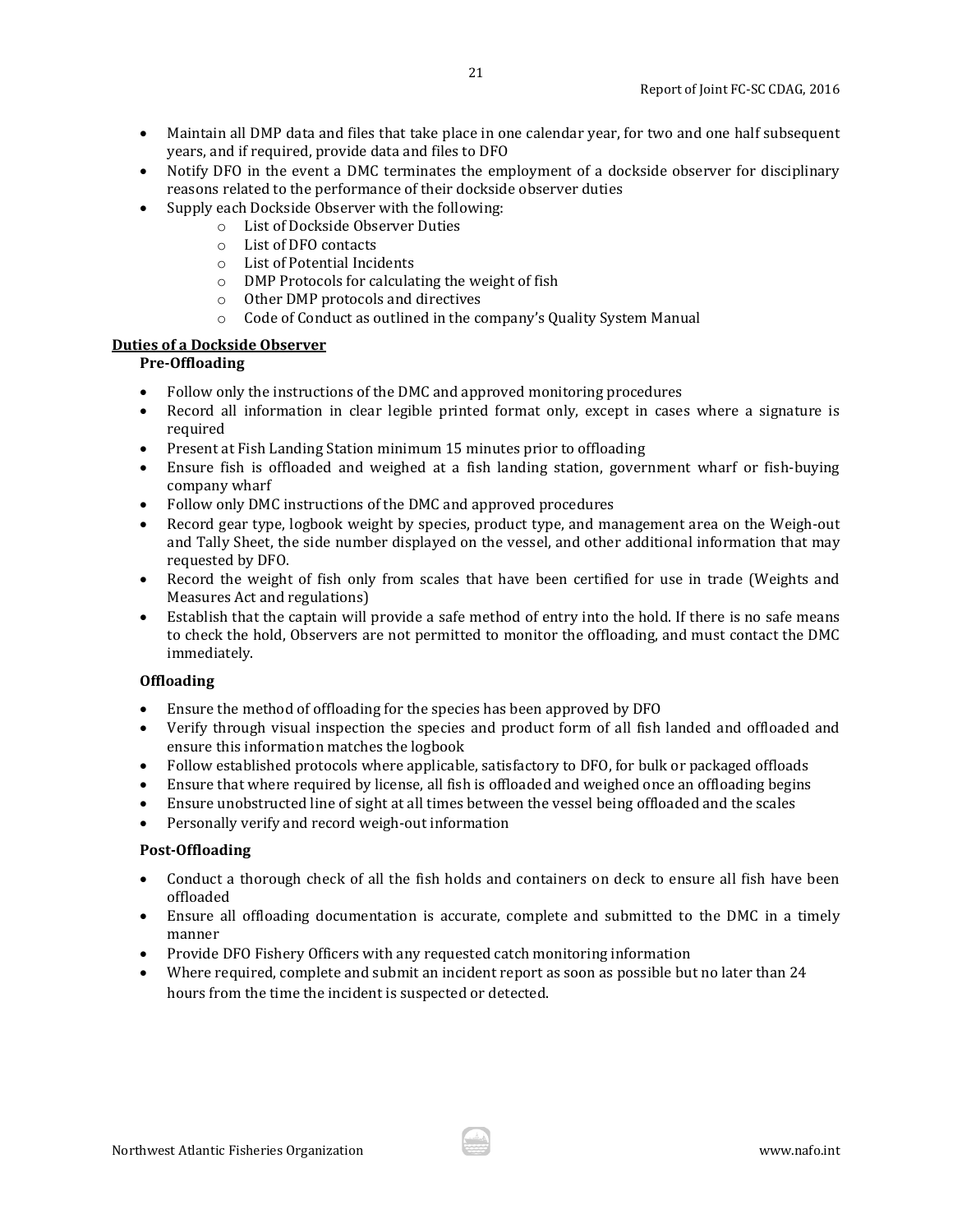- Maintain all DMP data and files that take place in one calendar year, for two and one half subsequent years, and if required, provide data and files to DFO
- Notify DFO in the event a DMC terminates the employment of a dockside observer for disciplinary reasons related to the performance of their dockside observer duties
- Supply each Dockside Observer with the following:
  - List of Dockside Observer Duties
  - List of DFO contacts
  - List of Potential Incidents
  - DMP Protocols for calculating the weight of fish
  - Other DMP protocols and directives
  - Code of Conduct as outlined in the company's Quality System Manual

**<u>Duties of a Dockside Observer</u>**

**Pre-Offloading**

- Follow only the instructions of the DMC and approved monitoring procedures
- Record all information in clear legible printed format only, except in cases where a signature is required
- Present at Fish Landing Station minimum 15 minutes prior to offloading
- Ensure fish is offloaded and weighed at a fish landing station, government wharf or fish-buying company wharf
- Follow only DMC instructions of the DMC and approved procedures
- Record gear type, logbook weight by species, product type, and management area on the Weigh-out and Tally Sheet, the side number displayed on the vessel, and other additional information that may requested by DFO.
- Record the weight of fish only from scales that have been certified for use in trade (Weights and Measures Act and regulations)
- Establish that the captain will provide a safe method of entry into the hold. If there is no safe means to check the hold, Observers are not permitted to monitor the offloading, and must contact the DMC immediately.

**Offloading**

- Ensure the method of offloading for the species has been approved by DFO
- Verify through visual inspection the species and product form of all fish landed and offloaded and ensure this information matches the logbook
- Follow established protocols where applicable, satisfactory to DFO, for bulk or packaged offloads
- Ensure that where required by license, all fish is offloaded and weighed once an offloading begins
- Ensure unobstructed line of sight at all times between the vessel being offloaded and the scales
- Personally verify and record weigh-out information

**Post-Offloading**

- Conduct a thorough check of all the fish holds and containers on deck to ensure all fish have been offloaded
- Ensure all offloading documentation is accurate, complete and submitted to the DMC in a timely manner
- Provide DFO Fishery Officers with any requested catch monitoring information
- Where required, complete and submit an incident report as soon as possible but no later than 24 hours from the time the incident is suspected or detected.